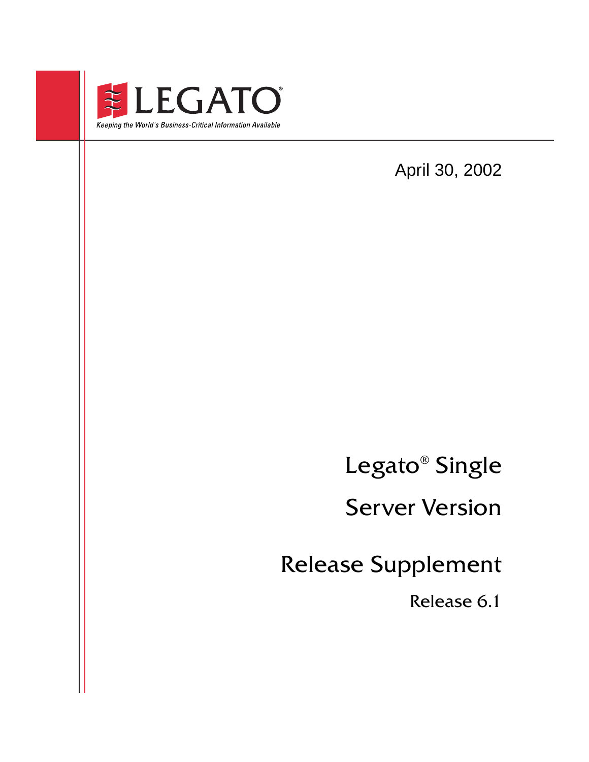LEGATO®

*Keeping the World's Business-Critical Information Available*

April 30, 2002

# Legato® Single Server Version

# Release Supplement

## Release 6.1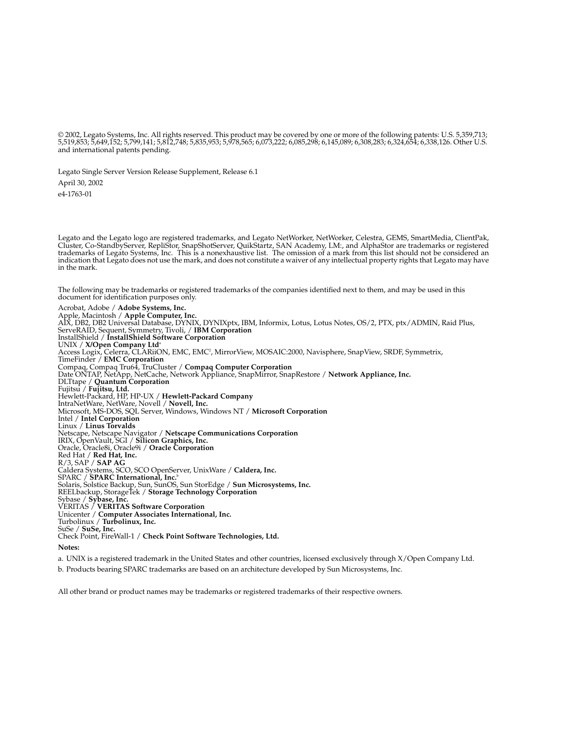© 2002, Legato Systems, Inc. All rights reserved. This product may be covered by one or more of the following patents: U.S. 5,359,713; 5,519,853; 5,649,152; 5,799,141; 5,812,748; 5,835,953; 5,978,565; 6,073,222; 6,085,298; 6,145,089; 6,308,283; 6,324,654; 6,338,126. Other U.S. and international patents pending.

Legato Single Server Version Release Supplement, Release 6.1

April 30, 2002

e4-1763-01

Legato and the Legato logo are registered trademarks, and Legato NetWorker, NetWorker, Celestra, GEMS, SmartMedia, ClientPak, Cluster, Co-StandbyServer, RepliStor, SnapShotServer, QuikStartz, SAN Academy, LM:, and AlphaStor are trademarks or registered trademarks of Legato Systems, Inc. This is a nonexhaustive list. The omission of a mark from this list should not be considered an indication that Legato does not use the mark, and does not constitute a waiver of any intellectual property rights that Legato may have in the mark.

The following may be trademarks or registered trademarks of the companies identified next to them, and may be used in this document for identification purposes only.

Acrobat, Adobe / **Adobe Systems, Inc.**
Apple, Macintosh / **Apple Computer, Inc.**
AIX, DB2, DB2 Universal Database, DYNIX, DYNIXptx, IBM, Informix, Lotus, Lotus Notes, OS/2, PTX, ptx/ADMIN, Raid Plus, ServeRAID, Sequent, Symmetry, Tivoli, / **IBM Corporation**
InstallShield / **InstallShield Software Corporation**
UNIX / **X/Open Company Ltd**[a]
Access Logix, Celerra, CLARiiON, EMC, EMC[2], MirrorView, MOSAIC:2000, Navisphere, SnapView, SRDF, Symmetrix, TimeFinder / **EMC Corporation**
Compaq, Compaq Tru64, TruCluster / **Compaq Computer Corporation**
Date ONTAP, NetApp, NetCache, Network Appliance, SnapMirror, SnapRestore / **Network Appliance, Inc.**
DLTtape / **Quantum Corporation**
Fujitsu / **Fujitsu, Ltd.**
Hewlett-Packard, HP, HP-UX / **Hewlett-Packard Company**
IntraNetWare, NetWare, Novell / **Novell, Inc.**
Microsoft, MS-DOS, SQL Server, Windows, Windows NT / **Microsoft Corporation**
Intel / **Intel Corporation**
Linux / **Linus Torvalds**
Netscape, Netscape Navigator / **Netscape Communications Corporation**
IRIX, OpenVault, SGI / **Silicon Graphics, Inc.**
Oracle, Oracle8i, Oracle9i / **Oracle Corporation**
Red Hat / **Red Hat, Inc.**
R/3, SAP / **SAP AG**
Caldera Systems, SCO, SCO OpenServer, UnixWare / **Caldera, Inc.**
SPARC / **SPARC International, Inc.**[b]
Solaris, Solstice Backup, Sun, SunOS, Sun StorEdge / **Sun Microsystems, Inc.**
REELbackup, StorageTek / **Storage Technology Corporation**
Sybase / **Sybase, Inc.**
VERITAS / **VERITAS Software Corporation**
Unicenter / **Computer Associates International, Inc.**
Turbolinux / **Turbolinux, Inc.**
SuSe / **SuSe, Inc.**
Check Point, FireWall-1 / **Check Point Software Technologies, Ltd.**

**Notes:**

a. UNIX is a registered trademark in the United States and other countries, licensed exclusively through X/Open Company Ltd.

b. Products bearing SPARC trademarks are based on an architecture developed by Sun Microsystems, Inc.

All other brand or product names may be trademarks or registered trademarks of their respective owners.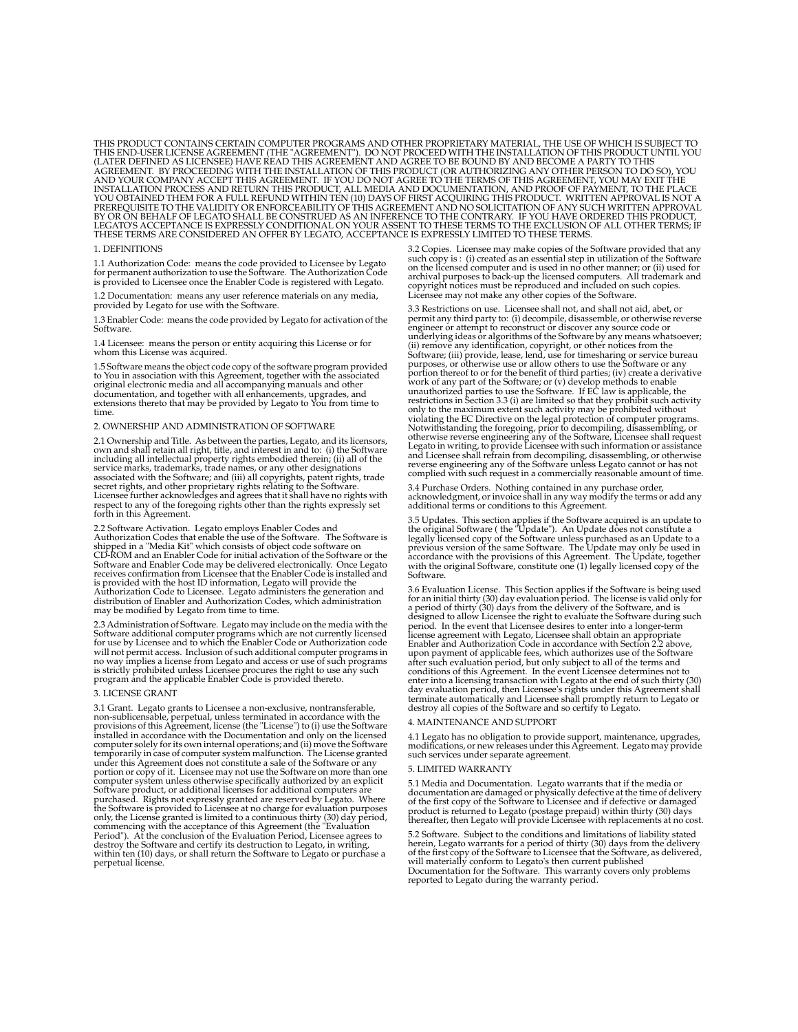THIS PRODUCT CONTAINS CERTAIN COMPUTER PROGRAMS AND OTHER PROPRIETARY MATERIAL, THE USE OF WHICH IS SUBJECT TO THIS END-USER LICENSE AGREEMENT (THE "AGREEMENT"). DO NOT PROCEED WITH THE INSTALLATION OF THIS PRODUCT UNTIL YOU (LATER DEFINED AS LICENSEE) HAVE READ THIS AGREEMENT AND AGREE TO BE BOUND BY AND BECOME A PARTY TO THIS AGREEMENT. BY PROCEEDING WITH THE INSTALLATION OF THIS PRODUCT (OR AUTHORIZING ANY OTHER PERSON TO DO SO), YOU AND YOUR COMPANY ACCEPT THIS AGREEMENT. IF YOU DO NOT AGREE TO THE TERMS OF THIS AGREEMENT, YOU MAY EXIT THE INSTALLATION PROCESS AND RETURN THIS PRODUCT, ALL MEDIA AND DOCUMENTATION, AND PROOF OF PAYMENT, TO THE PLACE YOU OBTAINED THEM FOR A FULL REFUND WITHIN TEN (10) DAYS OF FIRST ACQUIRING THIS PRODUCT. WRITTEN APPROVAL IS NOT A PREREQUISITE TO THE VALIDITY OR ENFORCEABILITY OF THIS AGREEMENT AND NO SOLICITATION OF ANY SUCH WRITTEN APPROVAL BY OR ON BEHALF OF LEGATO SHALL BE CONSTRUED AS AN INFERENCE TO THE CONTRARY. IF YOU HAVE ORDERED THIS PRODUCT, LEGATO'S ACCEPTANCE IS EXPRESSLY CONDITIONAL ON YOUR ASSENT TO THESE TERMS TO THE EXCLUSION OF ALL OTHER TERMS; IF THESE TERMS ARE CONSIDERED AN OFFER BY LEGATO, ACCEPTANCE IS EXPRESSLY LIMITED TO THESE TERMS.

1. DEFINITIONS

1.1 Authorization Code: means the code provided to Licensee by Legato for permanent authorization to use the Software. The Authorization Code is provided to Licensee once the Enabler Code is registered with Legato.

1.2 Documentation: means any user reference materials on any media, provided by Legato for use with the Software.

1.3 Enabler Code: means the code provided by Legato for activation of the Software.

1.4 Licensee: means the person or entity acquiring this License or for whom this License was acquired.

1.5 Software means the object code copy of the software program provided to You in association with this Agreement, together with the associated original electronic media and all accompanying manuals and other documentation, and together with all enhancements, upgrades, and extensions thereto that may be provided by Legato to You from time to time.

2. OWNERSHIP AND ADMINISTRATION OF SOFTWARE

2.1 Ownership and Title. As between the parties, Legato, and its licensors, own and shall retain all right, title, and interest in and to: (i) the Software including all intellectual property rights embodied therein; (ii) all of the service marks, trademarks, trade names, or any other designations associated with the Software; and (iii) all copyrights, patent rights, trade secret rights, and other proprietary rights relating to the Software. Licensee further acknowledges and agrees that it shall have no rights with respect to any of the foregoing rights other than the rights expressly set forth in this Agreement.

2.2 Software Activation. Legato employs Enabler Codes and Authorization Codes that enable the use of the Software. The Software is shipped in a "Media Kit" which consists of object code software on CD-ROM and an Enabler Code for initial activation of the Software or the Software and Enabler Code may be delivered electronically. Once Legato receives confirmation from Licensee that the Enabler Code is installed and is provided with the host ID information, Legato will provide the Authorization Code to Licensee. Legato administers the generation and distribution of Enabler and Authorization Codes, which administration may be modified by Legato from time to time.

2.3 Administration of Software. Legato may include on the media with the Software additional computer programs which are not currently licensed for use by Licensee and to which the Enabler Code or Authorization code will not permit access. Inclusion of such additional computer programs in no way implies a license from Legato and access or use of such programs is strictly prohibited unless Licensee procures the right to use any such program and the applicable Enabler Code is provided thereto.

3. LICENSE GRANT

3.1 Grant. Legato grants to Licensee a non-exclusive, nontransferable, non-sublicensable, perpetual, unless terminated in accordance with the provisions of this Agreement, license (the "License") to (i) use the Software installed in accordance with the Documentation and only on the licensed computer solely for its own internal operations; and (ii) move the Software temporarily in case of computer system malfunction. The License granted under this Agreement does not constitute a sale of the Software or any portion or copy of it. Licensee may not use the Software on more than one computer system unless otherwise specifically authorized by an explicit Software product, or additional licenses for additional computers are purchased. Rights not expressly granted are reserved by Legato. Where the Software is provided to Licensee at no charge for evaluation purposes only, the License granted is limited to a continuous thirty (30) day period, commencing with the acceptance of this Agreement (the "Evaluation Period"). At the conclusion of the Evaluation Period, Licensee agrees to destroy the Software and certify its destruction to Legato, in writing, within ten (10) days, or shall return the Software to Legato or purchase a perpetual license.

3.2 Copies. Licensee may make copies of the Software provided that any such copy is : (i) created as an essential step in utilization of the Software on the licensed computer and is used in no other manner; or (ii) used for archival purposes to back-up the licensed computers. All trademark and copyright notices must be reproduced and included on such copies. Licensee may not make any other copies of the Software.

3.3 Restrictions on use. Licensee shall not, and shall not aid, abet, or permit any third party to: (i) decompile, disassemble, or otherwise reverse engineer or attempt to reconstruct or discover any source code or underlying ideas or algorithms of the Software by any means whatsoever; (ii) remove any identification, copyright, or other notices from the Software; (iii) provide, lease, lend, use for timesharing or service bureau purposes, or otherwise use or allow others to use the Software or any portion thereof to or for the benefit of third parties; (iv) create a derivative work of any part of the Software; or (v) develop methods to enable unauthorized parties to use the Software. If EC law is applicable, the restrictions in Section 3.3 (i) are limited so that they prohibit such activity only to the maximum extent such activity may be prohibited without violating the EC Directive on the legal protection of computer programs. Notwithstanding the foregoing, prior to decompiling, disassembling, or otherwise reverse engineering any of the Software, Licensee shall request Legato in writing, to provide Licensee with such information or assistance and Licensee shall refrain from decompiling, disassembling, or otherwise reverse engineering any of the Software unless Legato cannot or has not complied with such request in a commercially reasonable amount of time.

3.4 Purchase Orders. Nothing contained in any purchase order, acknowledgment, or invoice shall in any way modify the terms or add any additional terms or conditions to this Agreement.

3.5 Updates. This section applies if the Software acquired is an update to the original Software ( the "Update"). An Update does not constitute a legally licensed copy of the Software unless purchased as an Update to a previous version of the same Software. The Update may only be used in accordance with the provisions of this Agreement. The Update, together with the original Software, constitute one (1) legally licensed copy of the Software.

3.6 Evaluation License. This Section applies if the Software is being used for an initial thirty (30) day evaluation period. The license is valid only for a period of thirty (30) days from the delivery of the Software, and is designed to allow Licensee the right to evaluate the Software during such period. In the event that Licensee desires to enter into a longer-term license agreement with Legato, Licensee shall obtain an appropriate Enabler and Authorization Code in accordance with Section 2.2 above, upon payment of applicable fees, which authorizes use of the Software after such evaluation period, but only subject to all of the terms and conditions of this Agreement. In the event Licensee determines not to enter into a licensing transaction with Legato at the end of such thirty (30) day evaluation period, then Licensee's rights under this Agreement shall terminate automatically and Licensee shall promptly return to Legato or destroy all copies of the Software and so certify to Legato.

4. MAINTENANCE AND SUPPORT

4.1 Legato has no obligation to provide support, maintenance, upgrades, modifications, or new releases under this Agreement. Legato may provide such services under separate agreement.

5. LIMITED WARRANTY

5.1 Media and Documentation. Legato warrants that if the media or documentation are damaged or physically defective at the time of delivery of the first copy of the Software to Licensee and if defective or damaged product is returned to Legato (postage prepaid) within thirty (30) days thereafter, then Legato will provide Licensee with replacements at no cost.

5.2 Software. Subject to the conditions and limitations of liability stated herein, Legato warrants for a period of thirty (30) days from the delivery of the first copy of the Software to Licensee that the Software, as delivered, will materially conform to Legato's then current published Documentation for the Software. This warranty covers only problems reported to Legato during the warranty period.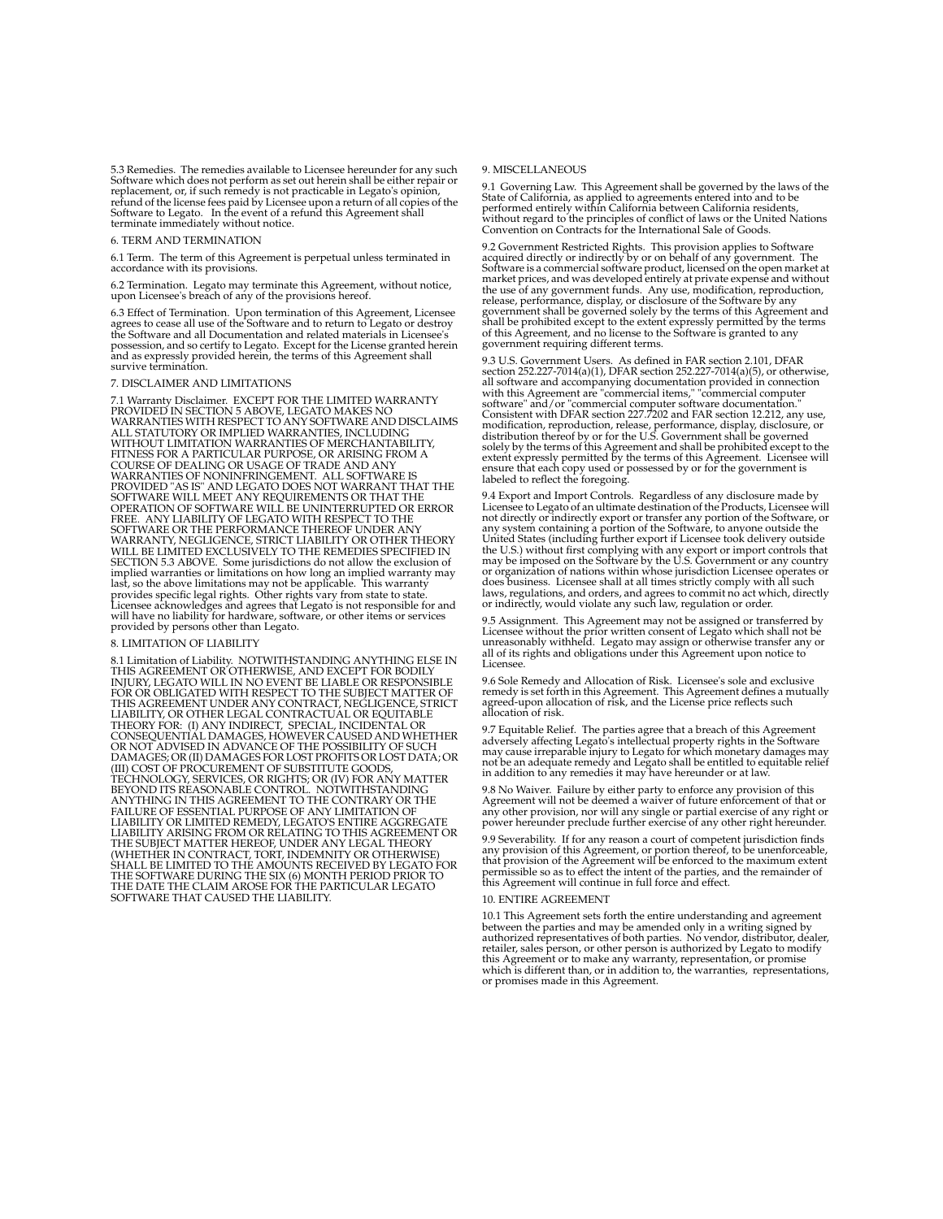5.3 Remedies. The remedies available to Licensee hereunder for any such Software which does not perform as set out herein shall be either repair or replacement, or, if such remedy is not practicable in Legato's opinion, refund of the license fees paid by Licensee upon a return of all copies of the Software to Legato. In the event of a refund this Agreement shall terminate immediately without notice.

## 6. TERM AND TERMINATION

6.1 Term. The term of this Agreement is perpetual unless terminated in accordance with its provisions.

6.2 Termination. Legato may terminate this Agreement, without notice, upon Licensee's breach of any of the provisions hereof.

6.3 Effect of Termination. Upon termination of this Agreement, Licensee agrees to cease all use of the Software and to return to Legato or destroy the Software and all Documentation and related materials in Licensee's possession, and so certify to Legato. Except for the License granted herein and as expressly provided herein, the terms of this Agreement shall survive termination.

## 7. DISCLAIMER AND LIMITATIONS

7.1 Warranty Disclaimer. EXCEPT FOR THE LIMITED WARRANTY PROVIDED IN SECTION 5 ABOVE, LEGATO MAKES NO WARRANTIES WITH RESPECT TO ANY SOFTWARE AND DISCLAIMS ALL STATUTORY OR IMPLIED WARRANTIES, INCLUDING WITHOUT LIMITATION WARRANTIES OF MERCHANTABILITY, FITNESS FOR A PARTICULAR PURPOSE, OR ARISING FROM A COURSE OF DEALING OR USAGE OF TRADE AND ANY WARRANTIES OF NONINFRINGEMENT. ALL SOFTWARE IS PROVIDED "AS IS" AND LEGATO DOES NOT WARRANT THAT THE SOFTWARE WILL MEET ANY REQUIREMENTS OR THAT THE OPERATION OF SOFTWARE WILL BE UNINTERRUPTED OR ERROR FREE. ANY LIABILITY OF LEGATO WITH RESPECT TO THE SOFTWARE OR THE PERFORMANCE THEREOF UNDER ANY WARRANTY, NEGLIGENCE, STRICT LIABILITY OR OTHER THEORY WILL BE LIMITED EXCLUSIVELY TO THE REMEDIES SPECIFIED IN SECTION 5.3 ABOVE. Some jurisdictions do not allow the exclusion of implied warranties or limitations on how long an implied warranty may last, so the above limitations may not be applicable. This warranty provides specific legal rights. Other rights vary from state to state. Licensee acknowledges and agrees that Legato is not responsible for and will have no liability for hardware, software, or other items or services provided by persons other than Legato.

## 8. LIMITATION OF LIABILITY

8.1 Limitation of Liability. NOTWITHSTANDING ANYTHING ELSE IN THIS AGREEMENT OR OTHERWISE, AND EXCEPT FOR BODILY INJURY, LEGATO WILL IN NO EVENT BE LIABLE OR RESPONSIBLE FOR OR OBLIGATED WITH RESPECT TO THE SUBJECT MATTER OF THIS AGREEMENT UNDER ANY CONTRACT, NEGLIGENCE, STRICT LIABILITY, OR OTHER LEGAL CONTRACTUAL OR EQUITABLE THEORY FOR: (I) ANY INDIRECT, SPECIAL, INCIDENTAL OR CONSEQUENTIAL DAMAGES, HOWEVER CAUSED AND WHETHER OR NOT ADVISED IN ADVANCE OF THE POSSIBILITY OF SUCH DAMAGES; OR (II) DAMAGES FOR LOST PROFITS OR LOST DATA; OR (III) COST OF PROCUREMENT OF SUBSTITUTE GOODS, TECHNOLOGY, SERVICES, OR RIGHTS; OR (IV) FOR ANY MATTER BEYOND ITS REASONABLE CONTROL. NOTWITHSTANDING ANYTHING IN THIS AGREEMENT TO THE CONTRARY OR THE FAILURE OF ESSENTIAL PURPOSE OF ANY LIMITATION OF LIABILITY OR LIMITED REMEDY, LEGATO'S ENTIRE AGGREGATE LIABILITY ARISING FROM OR RELATING TO THIS AGREEMENT OR THE SUBJECT MATTER HEREOF, UNDER ANY LEGAL THEORY (WHETHER IN CONTRACT, TORT, INDEMNITY OR OTHERWISE) SHALL BE LIMITED TO THE AMOUNTS RECEIVED BY LEGATO FOR THE SOFTWARE DURING THE SIX (6) MONTH PERIOD PRIOR TO THE DATE THE CLAIM AROSE FOR THE PARTICULAR LEGATO SOFTWARE THAT CAUSED THE LIABILITY.

## 9. MISCELLANEOUS

9.1 Governing Law. This Agreement shall be governed by the laws of the State of California, as applied to agreements entered into and to be performed entirely within California between California residents, without regard to the principles of conflict of laws or the United Nations Convention on Contracts for the International Sale of Goods.

9.2 Government Restricted Rights. This provision applies to Software acquired directly or indirectly by or on behalf of any government. The Software is a commercial software product, licensed on the open market at market prices, and was developed entirely at private expense and without the use of any government funds. Any use, modification, reproduction, release, performance, display, or disclosure of the Software by any government shall be governed solely by the terms of this Agreement and shall be prohibited except to the extent expressly permitted by the terms of this Agreement, and no license to the Software is granted to any government requiring different terms.

9.3 U.S. Government Users. As defined in FAR section 2.101, DFAR section 252.227-7014(a)(1), DFAR section 252.227-7014(a)(5), or otherwise, all software and accompanying documentation provided in connection with this Agreement are "commercial items," "commercial computer software" and/or "commercial computer software documentation." Consistent with DFAR section 227.7202 and FAR section 12.212, any use, modification, reproduction, release, performance, display, disclosure, or distribution thereof by or for the U.S. Government shall be governed solely by the terms of this Agreement and shall be prohibited except to the extent expressly permitted by the terms of this Agreement. Licensee will ensure that each copy used or possessed by or for the government is labeled to reflect the foregoing.

9.4 Export and Import Controls. Regardless of any disclosure made by Licensee to Legato of an ultimate destination of the Products, Licensee will not directly or indirectly export or transfer any portion of the Software, or any system containing a portion of the Software, to anyone outside the United States (including further export if Licensee took delivery outside the U.S.) without first complying with any export or import controls that may be imposed on the Software by the U.S. Government or any country or organization of nations within whose jurisdiction Licensee operates or does business. Licensee shall at all times strictly comply with all such laws, regulations, and orders, and agrees to commit no act which, directly or indirectly, would violate any such law, regulation or order.

9.5 Assignment. This Agreement may not be assigned or transferred by Licensee without the prior written consent of Legato which shall not be unreasonably withheld. Legato may assign or otherwise transfer any or all of its rights and obligations under this Agreement upon notice to Licensee.

9.6 Sole Remedy and Allocation of Risk. Licensee's sole and exclusive remedy is set forth in this Agreement. This Agreement defines a mutually agreed-upon allocation of risk, and the License price reflects such allocation of risk.

9.7 Equitable Relief. The parties agree that a breach of this Agreement adversely affecting Legato's intellectual property rights in the Software may cause irreparable injury to Legato for which monetary damages may not be an adequate remedy and Legato shall be entitled to equitable relief in addition to any remedies it may have hereunder or at law.

9.8 No Waiver. Failure by either party to enforce any provision of this Agreement will not be deemed a waiver of future enforcement of that or any other provision, nor will any single or partial exercise of any right or power hereunder preclude further exercise of any other right hereunder.

9.9 Severability. If for any reason a court of competent jurisdiction finds any provision of this Agreement, or portion thereof, to be unenforceable, that provision of the Agreement will be enforced to the maximum extent permissible so as to effect the intent of the parties, and the remainder of this Agreement will continue in full force and effect.

## 10. ENTIRE AGREEMENT

10.1 This Agreement sets forth the entire understanding and agreement between the parties and may be amended only in a writing signed by authorized representatives of both parties. No vendor, distributor, dealer, retailer, sales person, or other person is authorized by Legato to modify this Agreement or to make any warranty, representation, or promise which is different than, or in addition to, the warranties, representations, or promises made in this Agreement.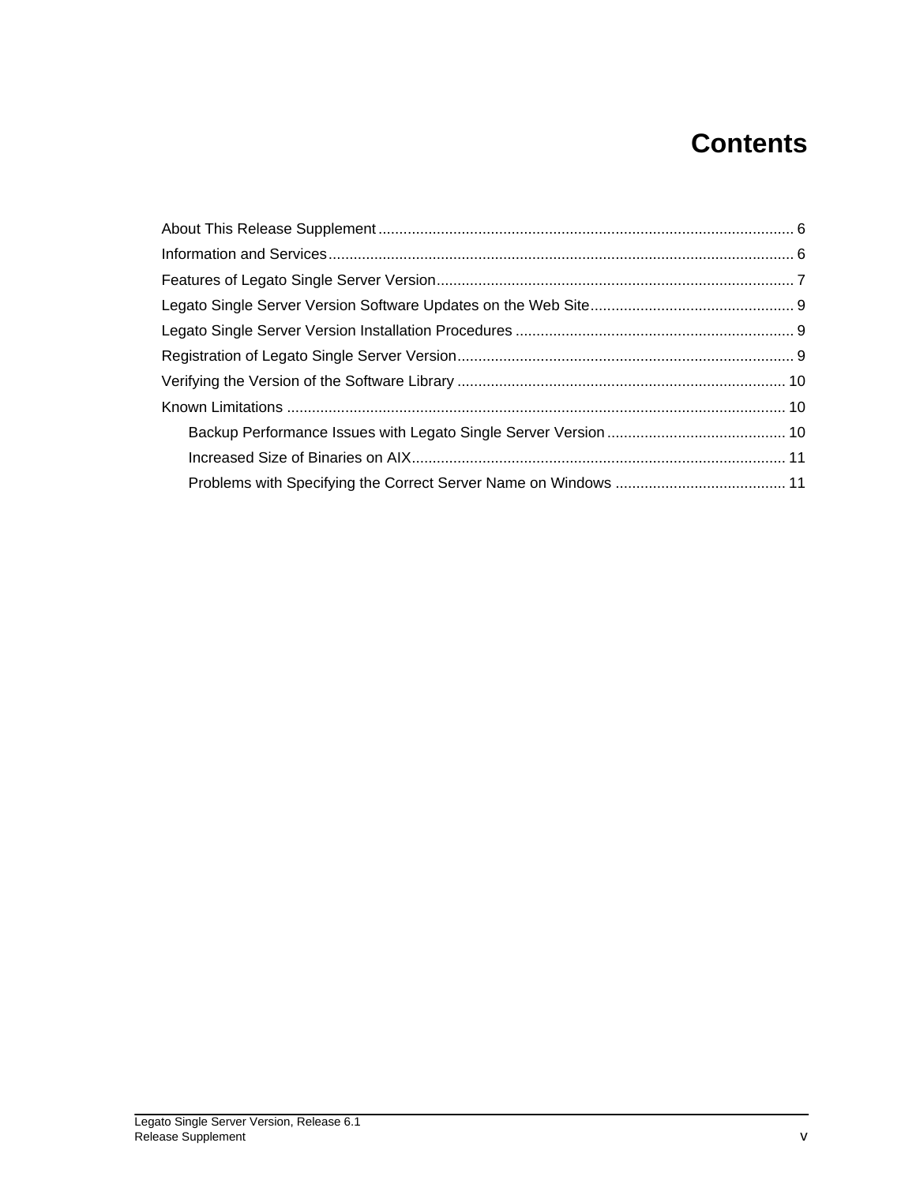# Contents

- About This Release Supplement ........ 6
- Information and Services ........ 6
- Features of Legato Single Server Version ........ 7
- Legato Single Server Version Software Updates on the Web Site ........ 9
- Legato Single Server Version Installation Procedures ........ 9
- Registration of Legato Single Server Version ........ 9
- Verifying the Version of the Software Library ........ 10
- Known Limitations ........ 10
  - Backup Performance Issues with Legato Single Server Version ........ 10
  - Increased Size of Binaries on AIX ........ 11
  - Problems with Specifying the Correct Server Name on Windows ........ 11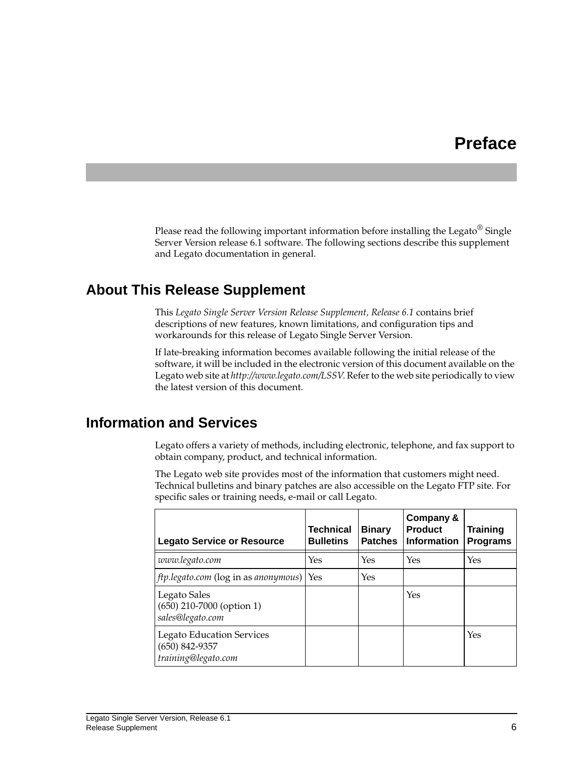# Preface

Please read the following important information before installing the Legato® Single Server Version release 6.1 software. The following sections describe this supplement and Legato documentation in general.

## About This Release Supplement

This *Legato Single Server Version Release Supplement, Release 6.1* contains brief descriptions of new features, known limitations, and configuration tips and workarounds for this release of Legato Single Server Version.

If late-breaking information becomes available following the initial release of the software, it will be included in the electronic version of this document available on the Legato web site at *http://www.legato.com/LSSV*. Refer to the web site periodically to view the latest version of this document.

## Information and Services

Legato offers a variety of methods, including electronic, telephone, and fax support to obtain company, product, and technical information.

The Legato web site provides most of the information that customers might need. Technical bulletins and binary patches are also accessible on the Legato FTP site. For specific sales or training needs, e-mail or call Legato.

| Legato Service or Resource | Technical Bulletins | Binary Patches | Company & Product Information | Training Programs |
|---|---|---|---|---|
| *www.legato.com* | Yes | Yes | Yes | Yes |
| *ftp.legato.com* (log in as *anonymous*) | Yes | Yes | | |
| Legato Sales<br>(650) 210-7000 (option 1)<br>*sales@legato.com* | | | Yes | |
| Legato Education Services<br>(650) 842-9357<br>*training@legato.com* | | | | Yes |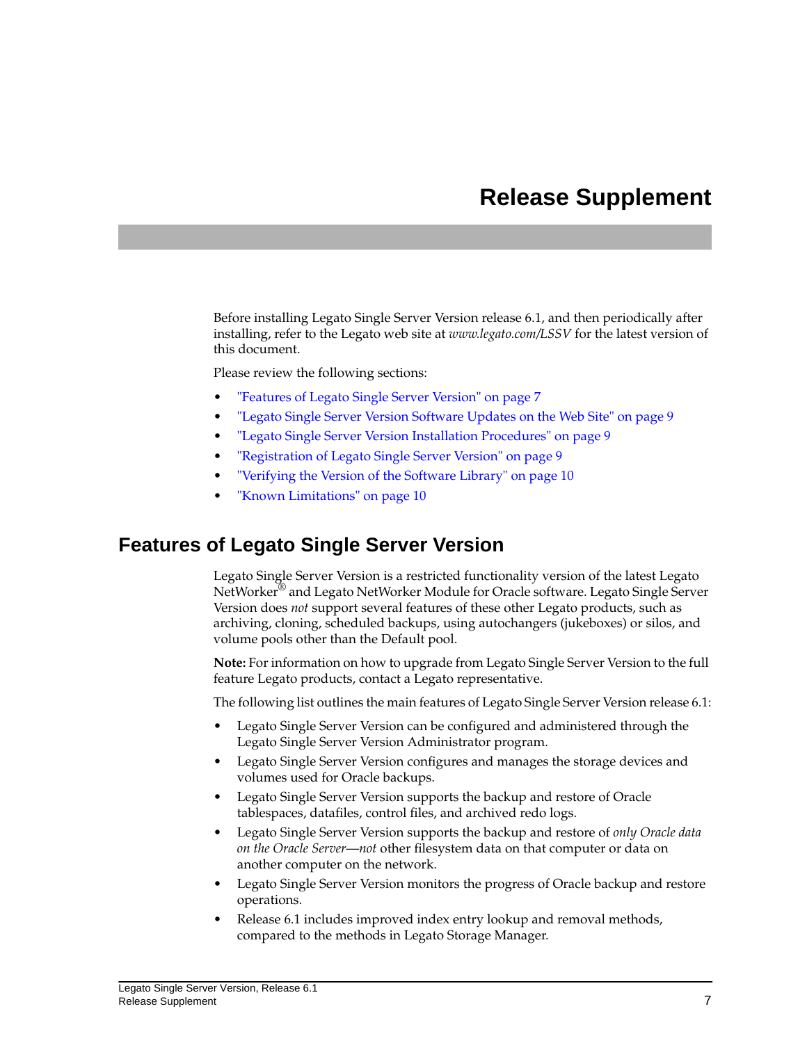# Release Supplement

Before installing Legato Single Server Version release 6.1, and then periodically after installing, refer to the Legato web site at *www.legato.com/LSSV* for the latest version of this document.

Please review the following sections:

- "Features of Legato Single Server Version" on page 7
- "Legato Single Server Version Software Updates on the Web Site" on page 9
- "Legato Single Server Version Installation Procedures" on page 9
- "Registration of Legato Single Server Version" on page 9
- "Verifying the Version of the Software Library" on page 10
- "Known Limitations" on page 10

## Features of Legato Single Server Version

Legato Single Server Version is a restricted functionality version of the latest Legato NetWorker® and Legato NetWorker Module for Oracle software. Legato Single Server Version does *not* support several features of these other Legato products, such as archiving, cloning, scheduled backups, using autochangers (jukeboxes) or silos, and volume pools other than the Default pool.

**Note:** For information on how to upgrade from Legato Single Server Version to the full feature Legato products, contact a Legato representative.

The following list outlines the main features of Legato Single Server Version release 6.1:

- Legato Single Server Version can be configured and administered through the Legato Single Server Version Administrator program.
- Legato Single Server Version configures and manages the storage devices and volumes used for Oracle backups.
- Legato Single Server Version supports the backup and restore of Oracle tablespaces, datafiles, control files, and archived redo logs.
- Legato Single Server Version supports the backup and restore of *only Oracle data on the Oracle Server*—*not* other filesystem data on that computer or data on another computer on the network.
- Legato Single Server Version monitors the progress of Oracle backup and restore operations.
- Release 6.1 includes improved index entry lookup and removal methods, compared to the methods in Legato Storage Manager.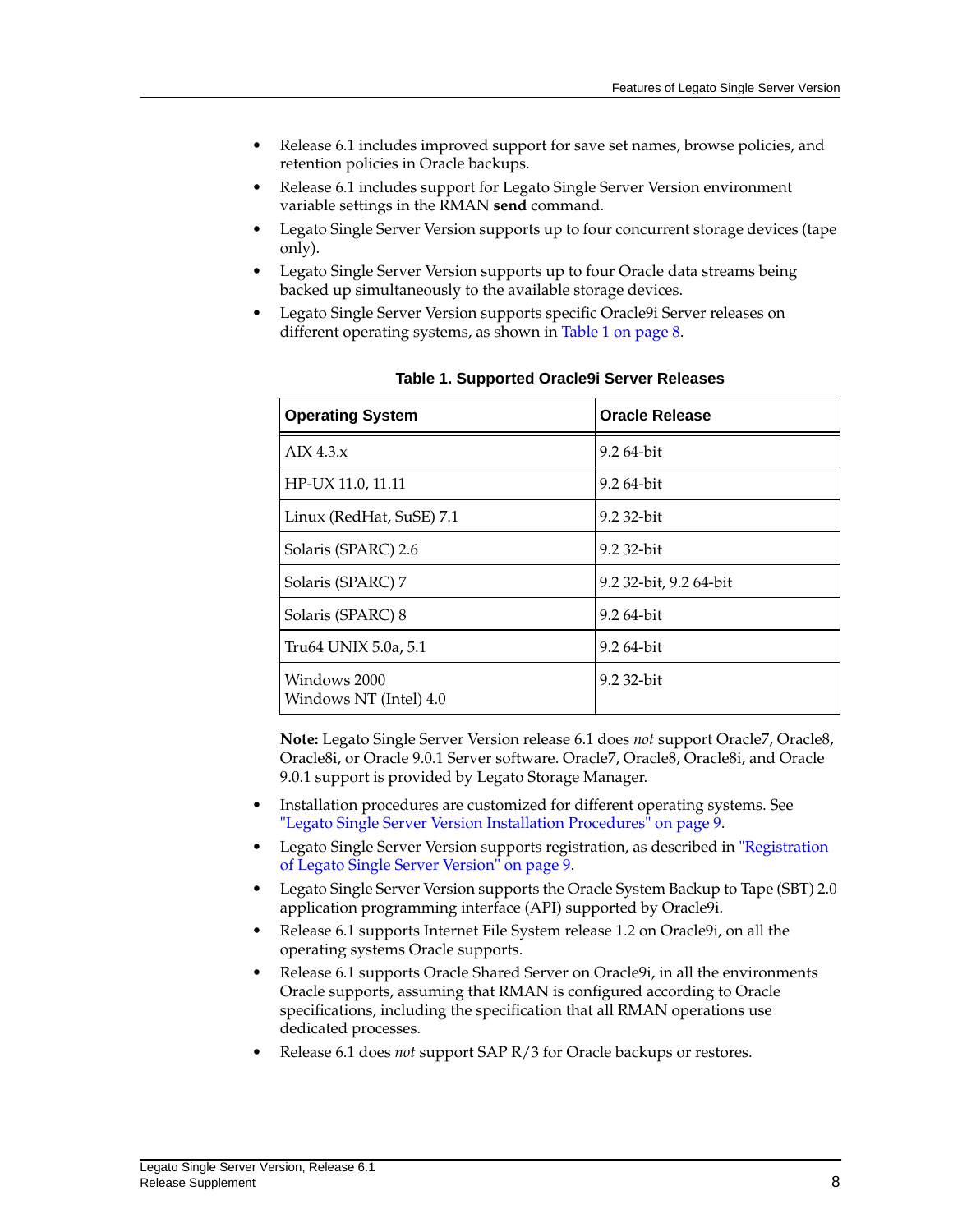- Release 6.1 includes improved support for save set names, browse policies, and retention policies in Oracle backups.
- Release 6.1 includes support for Legato Single Server Version environment variable settings in the RMAN **send** command.
- Legato Single Server Version supports up to four concurrent storage devices (tape only).
- Legato Single Server Version supports up to four Oracle data streams being backed up simultaneously to the available storage devices.
- Legato Single Server Version supports specific Oracle9i Server releases on different operating systems, as shown in Table 1 on page 8.

**Table 1. Supported Oracle9i Server Releases**

| Operating System | Oracle Release |
|---|---|
| AIX 4.3.x | 9.2 64-bit |
| HP-UX 11.0, 11.11 | 9.2 64-bit |
| Linux (RedHat, SuSE) 7.1 | 9.2 32-bit |
| Solaris (SPARC) 2.6 | 9.2 32-bit |
| Solaris (SPARC) 7 | 9.2 32-bit, 9.2 64-bit |
| Solaris (SPARC) 8 | 9.2 64-bit |
| Tru64 UNIX 5.0a, 5.1 | 9.2 64-bit |
| Windows 2000<br>Windows NT (Intel) 4.0 | 9.2 32-bit |

**Note:** Legato Single Server Version release 6.1 does *not* support Oracle7, Oracle8, Oracle8i, or Oracle 9.0.1 Server software. Oracle7, Oracle8, Oracle8i, and Oracle 9.0.1 support is provided by Legato Storage Manager.

- Installation procedures are customized for different operating systems. See "Legato Single Server Version Installation Procedures" on page 9.
- Legato Single Server Version supports registration, as described in "Registration of Legato Single Server Version" on page 9.
- Legato Single Server Version supports the Oracle System Backup to Tape (SBT) 2.0 application programming interface (API) supported by Oracle9i.
- Release 6.1 supports Internet File System release 1.2 on Oracle9i, on all the operating systems Oracle supports.
- Release 6.1 supports Oracle Shared Server on Oracle9i, in all the environments Oracle supports, assuming that RMAN is configured according to Oracle specifications, including the specification that all RMAN operations use dedicated processes.
- Release 6.1 does *not* support SAP R/3 for Oracle backups or restores.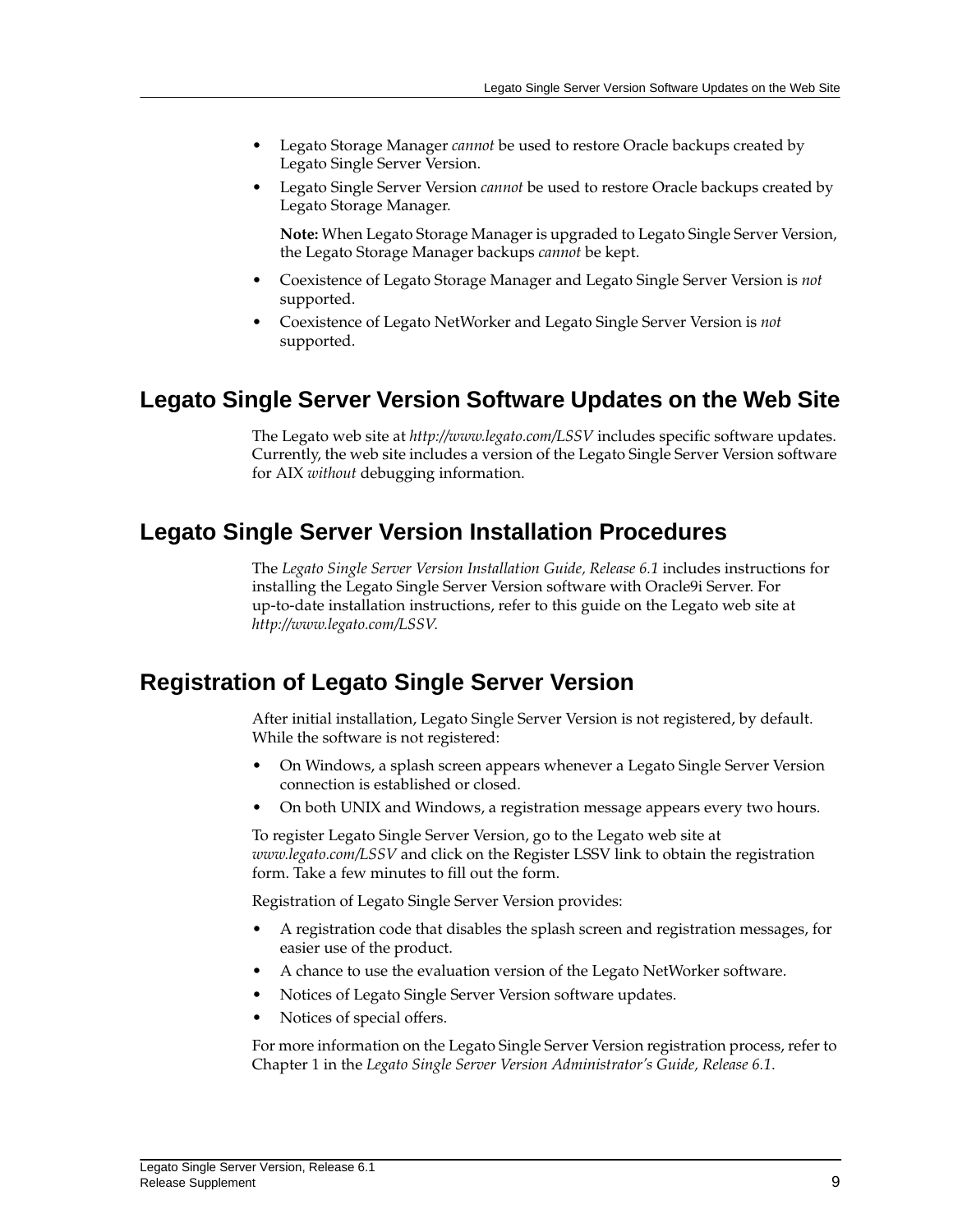- Legato Storage Manager *cannot* be used to restore Oracle backups created by Legato Single Server Version.
- Legato Single Server Version *cannot* be used to restore Oracle backups created by Legato Storage Manager.

  **Note:** When Legato Storage Manager is upgraded to Legato Single Server Version, the Legato Storage Manager backups *cannot* be kept.
- Coexistence of Legato Storage Manager and Legato Single Server Version is *not* supported.
- Coexistence of Legato NetWorker and Legato Single Server Version is *not* supported.

## Legato Single Server Version Software Updates on the Web Site

The Legato web site at *http://www.legato.com/LSSV* includes specific software updates. Currently, the web site includes a version of the Legato Single Server Version software for AIX *without* debugging information.

## Legato Single Server Version Installation Procedures

The *Legato Single Server Version Installation Guide, Release 6.1* includes instructions for installing the Legato Single Server Version software with Oracle9i Server. For up-to-date installation instructions, refer to this guide on the Legato web site at *http://www.legato.com/LSSV.*

## Registration of Legato Single Server Version

After initial installation, Legato Single Server Version is not registered, by default. While the software is not registered:

- On Windows, a splash screen appears whenever a Legato Single Server Version connection is established or closed.
- On both UNIX and Windows, a registration message appears every two hours.

To register Legato Single Server Version, go to the Legato web site at *www.legato.com/LSSV* and click on the Register LSSV link to obtain the registration form. Take a few minutes to fill out the form.

Registration of Legato Single Server Version provides:

- A registration code that disables the splash screen and registration messages, for easier use of the product.
- A chance to use the evaluation version of the Legato NetWorker software.
- Notices of Legato Single Server Version software updates.
- Notices of special offers.

For more information on the Legato Single Server Version registration process, refer to Chapter 1 in the *Legato Single Server Version Administrator's Guide, Release 6.1*.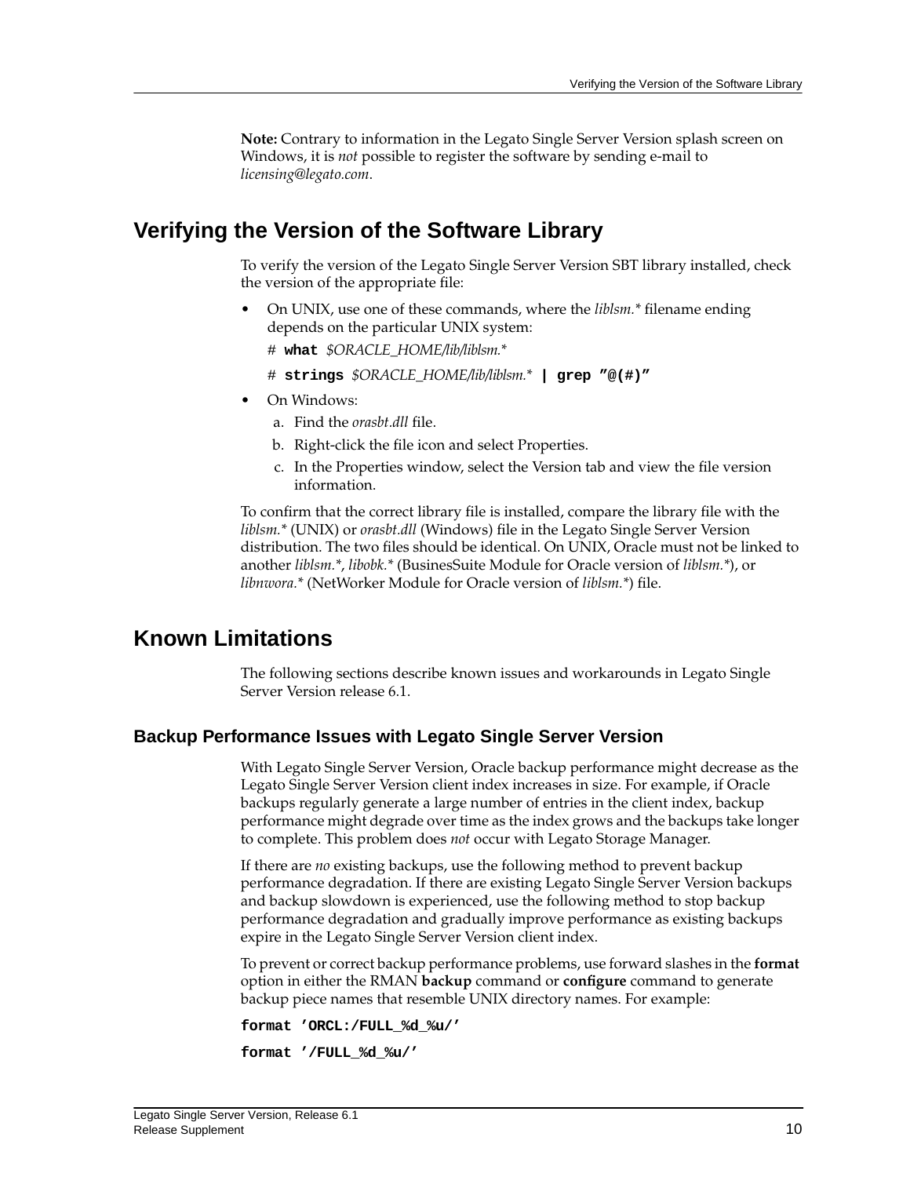**Note:** Contrary to information in the Legato Single Server Version splash screen on Windows, it is *not* possible to register the software by sending e-mail to *licensing@legato.com*.

## Verifying the Version of the Software Library

To verify the version of the Legato Single Server Version SBT library installed, check the version of the appropriate file:

- On UNIX, use one of these commands, where the *liblsm.** filename ending depends on the particular UNIX system:

  # **what** *$ORACLE_HOME/lib/liblsm.**

  # **strings** *$ORACLE_HOME/lib/liblsm.** **| grep "@(#)"**

- On Windows:

  a. Find the *orasbt.dll* file.

  b. Right-click the file icon and select Properties.

  c. In the Properties window, select the Version tab and view the file version information.

To confirm that the correct library file is installed, compare the library file with the *liblsm.** (UNIX) or *orasbt.dll* (Windows) file in the Legato Single Server Version distribution. The two files should be identical. On UNIX, Oracle must not be linked to another *liblsm.**, *libobk.** (BusinesSuite Module for Oracle version of *liblsm.**), or *libnwora.** (NetWorker Module for Oracle version of *liblsm.**) file.

## Known Limitations

The following sections describe known issues and workarounds in Legato Single Server Version release 6.1.

### Backup Performance Issues with Legato Single Server Version

With Legato Single Server Version, Oracle backup performance might decrease as the Legato Single Server Version client index increases in size. For example, if Oracle backups regularly generate a large number of entries in the client index, backup performance might degrade over time as the index grows and the backups take longer to complete. This problem does *not* occur with Legato Storage Manager.

If there are *no* existing backups, use the following method to prevent backup performance degradation. If there are existing Legato Single Server Version backups and backup slowdown is experienced, use the following method to stop backup performance degradation and gradually improve performance as existing backups expire in the Legato Single Server Version client index.

To prevent or correct backup performance problems, use forward slashes in the **format** option in either the RMAN **backup** command or **configure** command to generate backup piece names that resemble UNIX directory names. For example:

```
format 'ORCL:/FULL_%d_%u/'
```

```
format '/FULL_%d_%u/'
```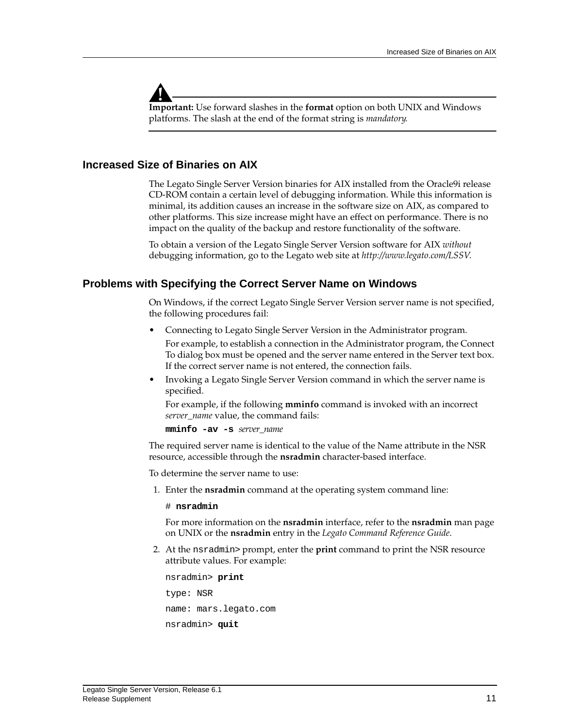**Important:** Use forward slashes in the **format** option on both UNIX and Windows platforms. The slash at the end of the format string is *mandatory*.

## Increased Size of Binaries on AIX

The Legato Single Server Version binaries for AIX installed from the Oracle9i release CD-ROM contain a certain level of debugging information. While this information is minimal, its addition causes an increase in the software size on AIX, as compared to other platforms. This size increase might have an effect on performance. There is no impact on the quality of the backup and restore functionality of the software.

To obtain a version of the Legato Single Server Version software for AIX *without* debugging information, go to the Legato web site at *http://www.legato.com/LSSV*.

## Problems with Specifying the Correct Server Name on Windows

On Windows, if the correct Legato Single Server Version server name is not specified, the following procedures fail:

- Connecting to Legato Single Server Version in the Administrator program.

  For example, to establish a connection in the Administrator program, the Connect To dialog box must be opened and the server name entered in the Server text box. If the correct server name is not entered, the connection fails.
- Invoking a Legato Single Server Version command in which the server name is specified.

  For example, if the following **mminfo** command is invoked with an incorrect *server_name* value, the command fails:

  **mminfo -av -s** *server_name*

The required server name is identical to the value of the Name attribute in the NSR resource, accessible through the **nsradmin** character-based interface.

To determine the server name to use:

1. Enter the **nsradmin** command at the operating system command line:

   ```
   # nsradmin
   ```

   For more information on the **nsradmin** interface, refer to the **nsradmin** man page on UNIX or the **nsradmin** entry in the *Legato Command Reference Guide*.

2. At the `nsradmin>` prompt, enter the **print** command to print the NSR resource attribute values. For example:

   ```
   nsradmin> print
   type: NSR
   name: mars.legato.com
   nsradmin> quit
   ```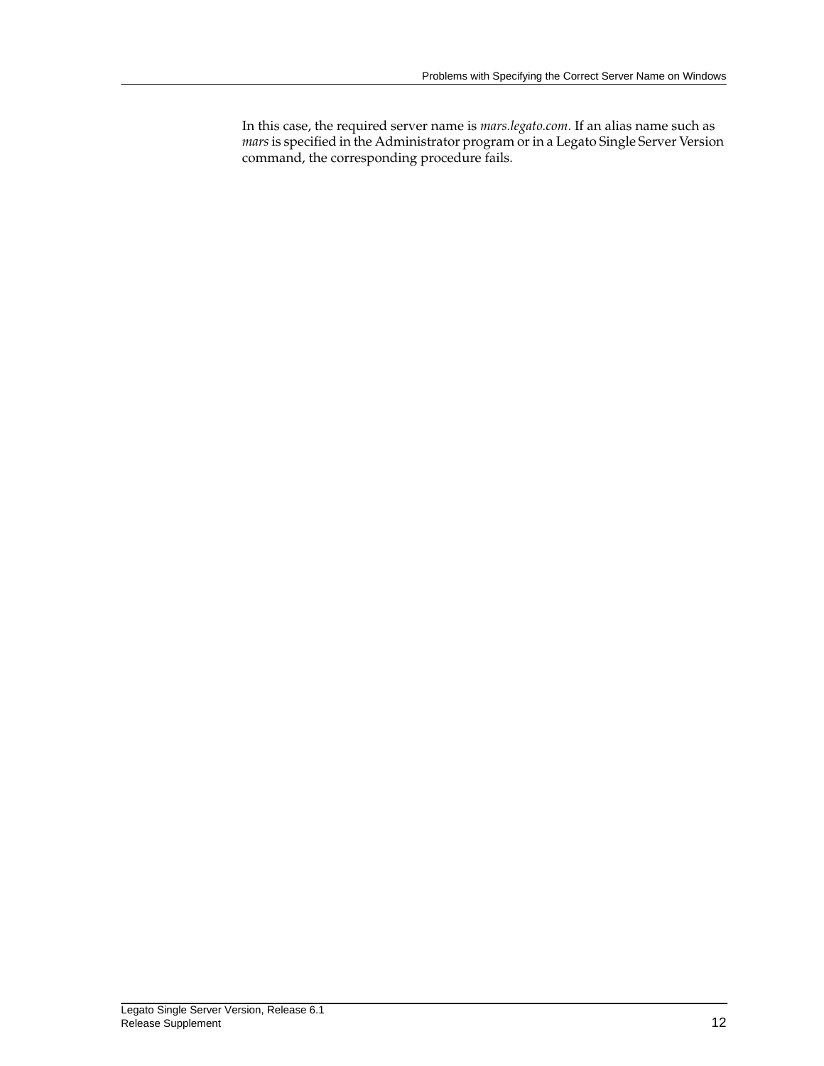In this case, the required server name is *mars.legato.com*. If an alias name such as *mars* is specified in the Administrator program or in a Legato Single Server Version command, the corresponding procedure fails.